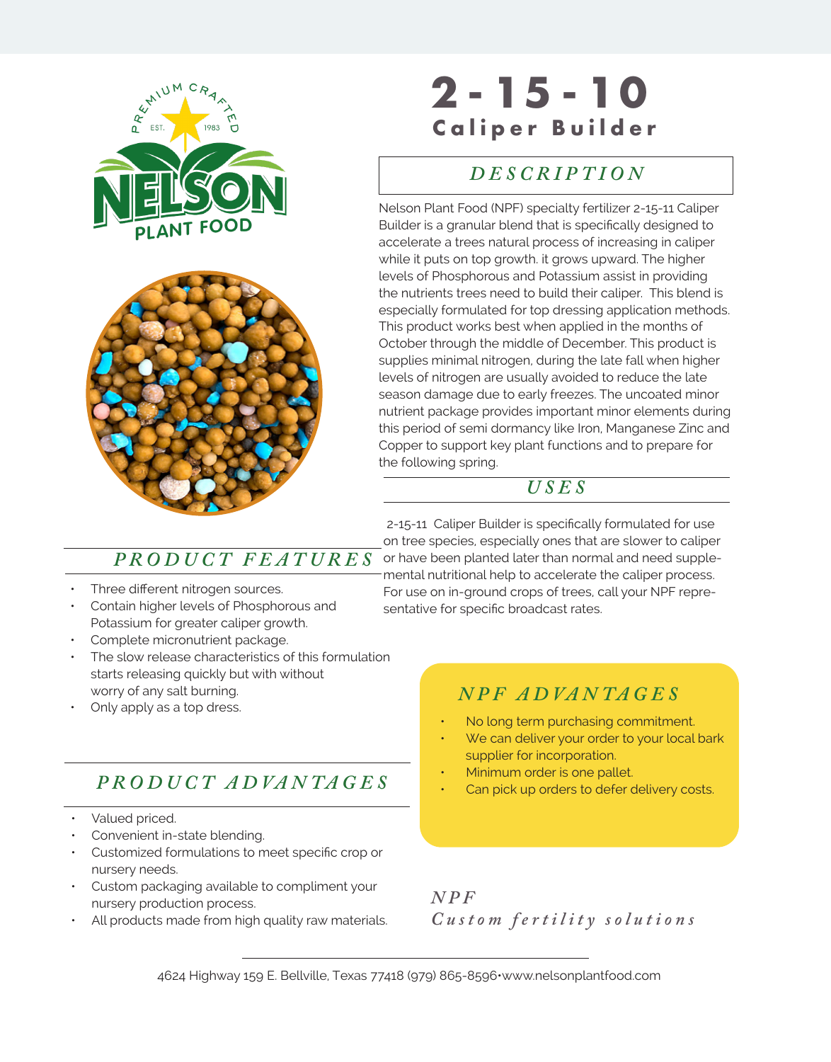# 2-15-10

## Caliper Builder

### *DESCRIPTION*

Nelson Plant Food (NPF) specialty fertilizer 2-15-11 Caliper Builder is a granular blend that is specifically designed to accelerate a trees natural process of increasing in caliper while it puts on top growth. it grows upward. The higher levels of Phosphorous and Potassium assist in providing the nutrients trees need to build their caliper. This blend is especially formulated for top dressing application methods. This product works best when applied in the months of October through the middle of December. This product is supplies minimal nitrogen, during the late fall when higher levels of nitrogen are usually avoided to reduce the late season damage due to early freezes. The uncoated minor nutrient package provides important minor elements during this period of semi dormancy like Iron, Manganese Zinc and Copper to support key plant functions and to prepare for the following spring.

### *USES*

2-15-11 Caliper Builder is specifically formulated for use on tree species, especially ones that are slower to caliper or have been planted later than normal and need supplemental nutritional help to accelerate the caliper process. For use on in-ground crops of trees, call your NPF representative for specific broadcast rates.

### *PRODUCT FEATURES*

- Three different nitrogen sources.
- Contain higher levels of Phosphorous and Potassium for greater caliper growth.
- Complete micronutrient package.
- The slow release characteristics of this formulation starts releasing quickly but with without worry of any salt burning.
- Only apply as a top dress.

### *PRODUCT ADVANTAGES*

- Valued priced.
- Convenient in-state blending.
- Customized formulations to meet specific crop or nursery needs.
- Custom packaging available to compliment your nursery production process.
- All products made from high quality raw materials.

### *NPF ADVANTAGES*

- No long term purchasing commitment.
- We can deliver your order to your local bark supplier for incorporation.
- Minimum order is one pallet.
- Can pick up orders to defer delivery costs.

*NPF*
*Custom fertility solutions*

4624 Highway 159 E. Bellville, Texas 77418 (979) 865-8596•www.nelsonplantfood.com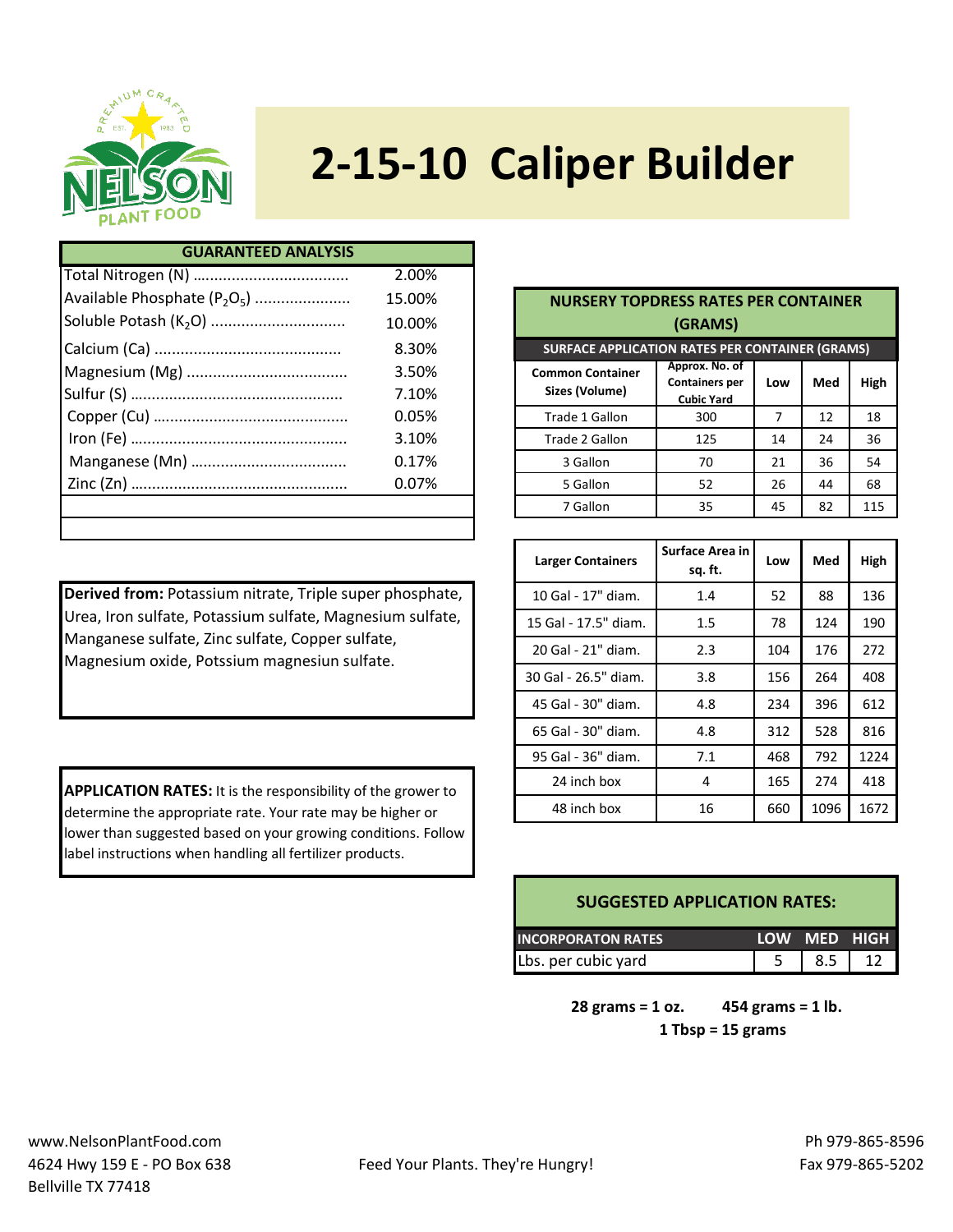# 2-15-10 Caliper Builder

| GUARANTEED ANALYSIS | |
|---|---|
| Total Nitrogen (N) .................................. | 2.00% |
| Available Phosphate ($P_2O_5$) ..................... | 15.00% |
| Soluble Potash ($K_2O$) .............................. | 10.00% |
| Calcium (Ca) .......................................... | 8.30% |
| Magnesium (Mg) .................................... | 3.50% |
| Sulfur (S) ................................................ | 7.10% |
| Copper (Cu) ............................................ | 0.05% |
| Iron (Fe) ................................................. | 3.10% |
| Manganese (Mn) ................................... | 0.17% |
| Zinc (Zn) ................................................. | 0.07% |

**Derived from:** Potassium nitrate, Triple super phosphate, Urea, Iron sulfate, Potassium sulfate, Magnesium sulfate, Manganese sulfate, Zinc sulfate, Copper sulfate, Magnesium oxide, Potssium magnesiun sulfate.

**APPLICATION RATES:** It is the responsibility of the grower to determine the appropriate rate. Your rate may be higher or lower than suggested based on your growing conditions. Follow label instructions when handling all fertilizer products.

## NURSERY TOPDRESS RATES PER CONTAINER (GRAMS)

SURFACE APPLICATION RATES PER CONTAINER (GRAMS)

| Common Container Sizes (Volume) | Approx. No. of Containers per Cubic Yard | Low | Med | High |
|---|---|---|---|---|
| Trade 1 Gallon | 300 | 7 | 12 | 18 |
| Trade 2 Gallon | 125 | 14 | 24 | 36 |
| 3 Gallon | 70 | 21 | 36 | 54 |
| 5 Gallon | 52 | 26 | 44 | 68 |
| 7 Gallon | 35 | 45 | 82 | 115 |

| Larger Containers | Surface Area in sq. ft. | Low | Med | High |
|---|---|---|---|---|
| 10 Gal - 17" diam. | 1.4 | 52 | 88 | 136 |
| 15 Gal - 17.5" diam. | 1.5 | 78 | 124 | 190 |
| 20 Gal - 21" diam. | 2.3 | 104 | 176 | 272 |
| 30 Gal - 26.5" diam. | 3.8 | 156 | 264 | 408 |
| 45 Gal - 30" diam. | 4.8 | 234 | 396 | 612 |
| 65 Gal - 30" diam. | 4.8 | 312 | 528 | 816 |
| 95 Gal - 36" diam. | 7.1 | 468 | 792 | 1224 |
| 24 inch box | 4 | 165 | 274 | 418 |
| 48 inch box | 16 | 660 | 1096 | 1672 |

## SUGGESTED APPLICATION RATES:

| INCORPORATON RATES | LOW | MED | HIGH |
|---|---|---|---|
| Lbs. per cubic yard | 5 | 8.5 | 12 |

**28 grams = 1 oz.** **454 grams = 1 lb.**
**1 Tbsp = 15 grams**

www.NelsonPlantFood.com
4624 Hwy 159 E - PO Box 638
Bellville TX 77418

Feed Your Plants. They're Hungry!

Ph 979-865-8596
Fax 979-865-5202